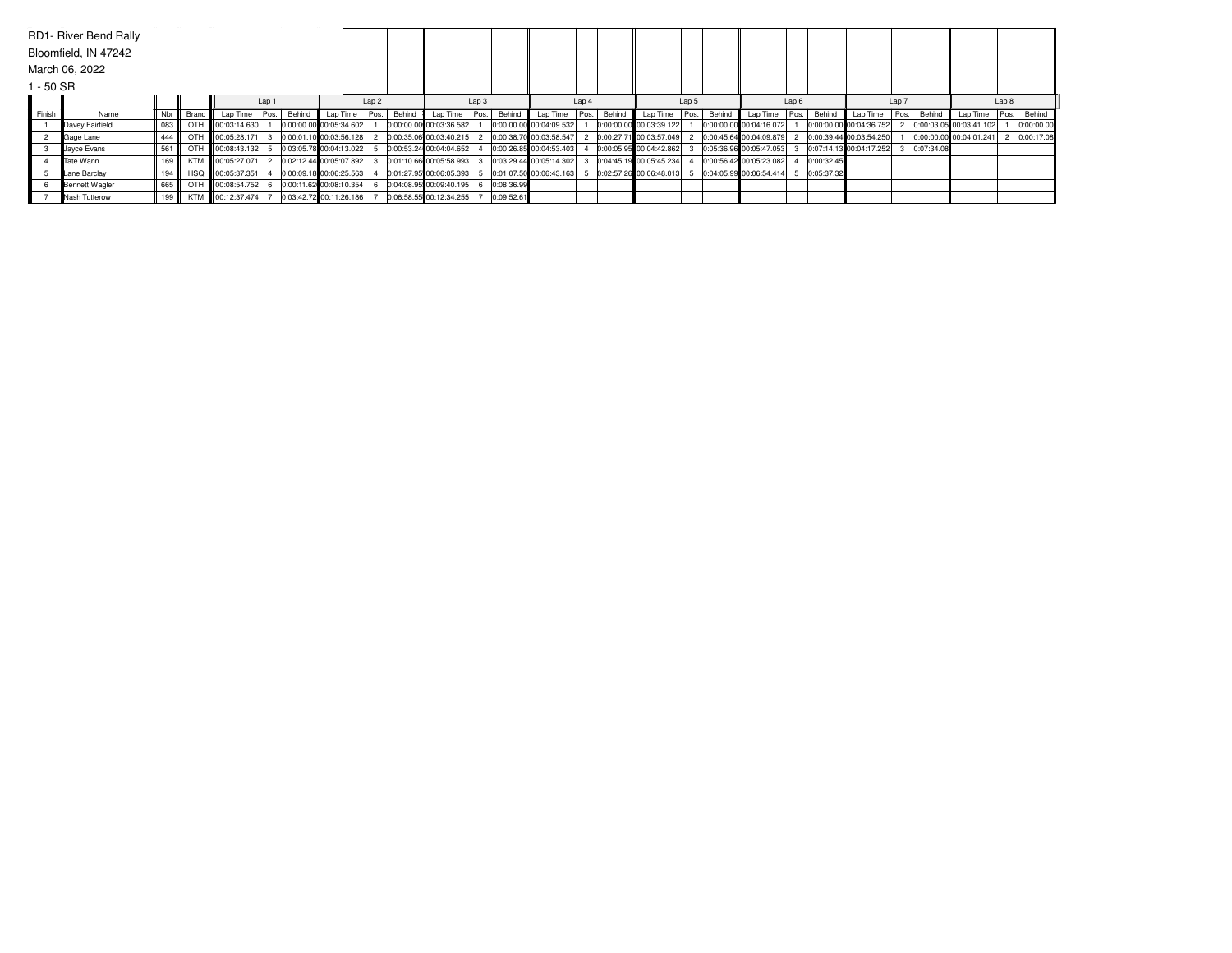RD1- River Bend Rally

Bloomfield, IN 47242

March 06, 2022

1 - 50 SR

| | | | | Lap 1 | | | Lap 2 | | | Lap 3 | | | Lap 4 | | | Lap 5 | | | Lap 6 | | | Lap 7 | | | Lap 8 | | |
|---|---|---|---|---|---|---|---|---|---|---|---|---|---|---|---|---|---|---|---|---|---|---|---|---|---|---|---|
| Finish | Name | Nbr | Brand | Lap Time | Pos. | Behind | Lap Time | Pos. | Behind | Lap Time | Pos. | Behind | Lap Time | Pos. | Behind | Lap Time | Pos. | Behind | Lap Time | Pos. | Behind | Lap Time | Pos. | Behind | Lap Time | Pos. | Behind |
| 1 | Davey Fairfield | 083 | OTH | 00:03:14.630 | 1 | 0:00:00.00 | 00:05:34.602 | 1 | 0:00:00.00 | 00:03:36.582 | 1 | 0:00:00.00 | 00:04:09.532 | 1 | 0:00:00.00 | 00:03:39.122 | 1 | 0:00:00.00 | 00:04:16.072 | 1 | 0:00:00.00 | 00:04:36.752 | 2 | 0:00:03.05 | 00:03:41.102 | 1 | 0:00:00.00 |
| 2 | Gage Lane | 444 | OTH | 00:05:28.171 | 3 | 0:00:01.10 | 00:03:56.128 | 2 | 0:00:35.06 | 00:03:40.215 | 2 | 0:00:38.70 | 00:03:58.547 | 2 | 0:00:27.71 | 00:03:57.049 | 2 | 0:00:45.64 | 00:04:09.879 | 2 | 0:00:39.44 | 00:03:54.250 | 1 | 0:00:00.00 | 00:04:01.241 | 2 | 0:00:17.08 |
| 3 | Jayce Evans | 561 | OTH | 00:08:43.132 | 5 | 0:03:05.78 | 00:04:13.022 | 5 | 0:00:53.24 | 00:04:04.652 | 4 | 0:00:26.85 | 00:04:53.403 | 4 | 0:00:05.95 | 00:04:42.862 | 3 | 0:05:36.96 | 00:05:47.053 | 3 | 0:07:14.13 | 00:04:17.252 | 3 | 0:07:34.08 | | | |
| 4 | Tate Wann | 169 | KTM | 00:05:27.071 | 2 | 0:02:12.44 | 00:05:07.892 | 3 | 0:01:10.66 | 00:05:58.993 | 3 | 0:03:29.44 | 00:05:14.302 | 3 | 0:04:45.19 | 00:05:45.234 | 4 | 0:00:56.42 | 00:05:23.082 | 4 | 0:00:32.45 | | | | | | |
| 5 | Lane Barclay | 194 | HSQ | 00:05:37.351 | 4 | 0:00:09.18 | 00:06:25.563 | 4 | 0:01:27.95 | 00:06:05.393 | 5 | 0:01:07.50 | 00:06:43.163 | 5 | 0:02:57.26 | 00:06:48.013 | 5 | 0:04:05.99 | 00:06:54.414 | 5 | 0:05:37.32 | | | | | | |
| 6 | Bennett Wagler | 665 | OTH | 00:08:54.752 | 6 | 0:00:11.62 | 00:08:10.354 | 6 | 0:04:08.95 | 00:09:40.195 | 6 | 0:08:36.99 | | | | | | | | | | | | | | | |
| 7 | Nash Tutterow | 199 | KTM | 00:12:37.474 | 7 | 0:03:42.72 | 00:11:26.186 | 7 | 0:06:58.55 | 00:12:34.255 | 7 | 0:09:52.61 | | | | | | | | | | | | | | | |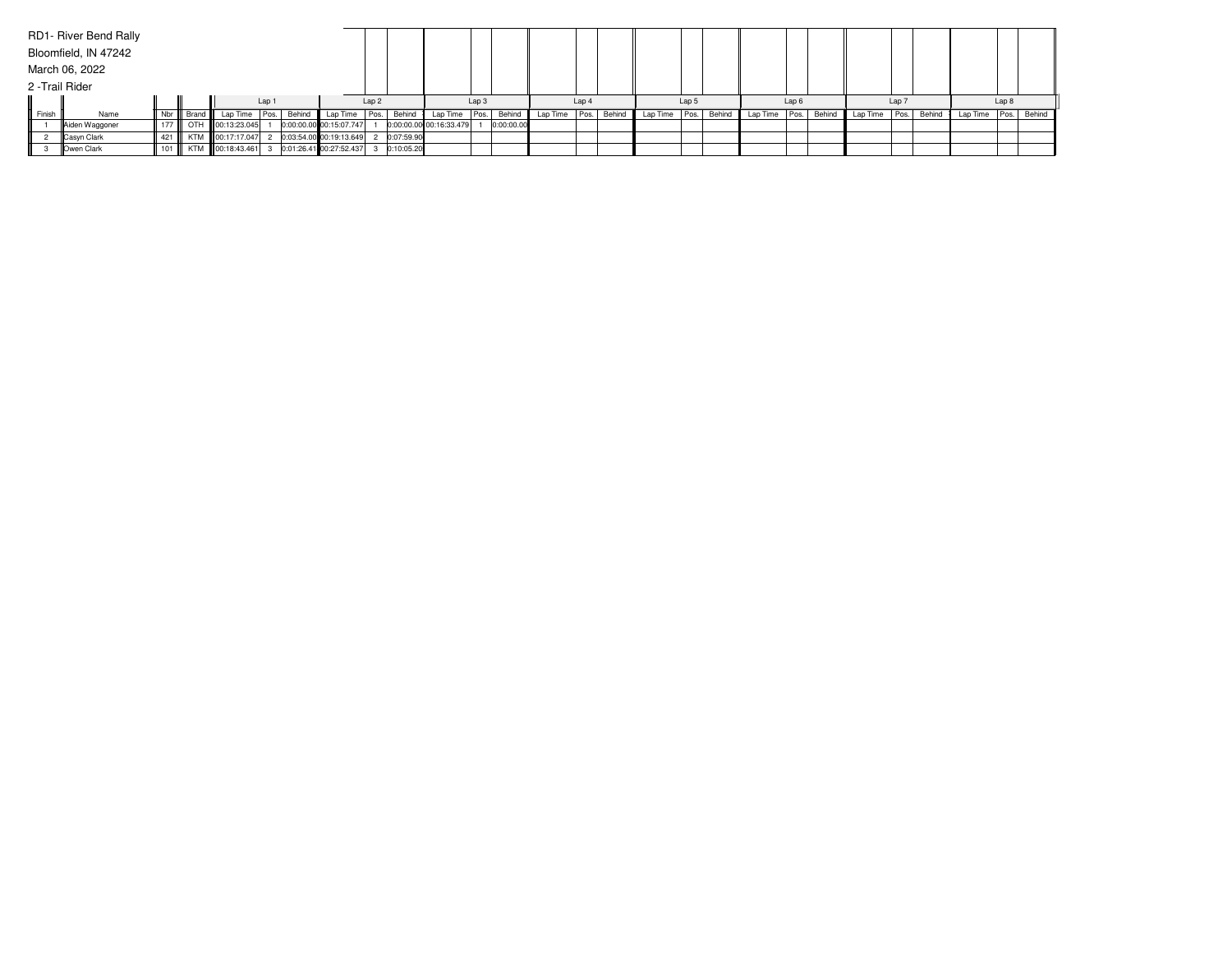RD1- River Bend Rally

Bloomfield, IN 47242

March 06, 2022

2 -Trail Rider

| | | | | Lap 1 | | | Lap 2 | | | Lap 3 | | | Lap 4 | | | Lap 5 | | | Lap 6 | | | Lap 7 | | | Lap 8 | | |
|---|---|---|---|---|---|---|---|---|---|---|---|---|---|---|---|---|---|---|---|---|---|---|---|---|---|---|---|
| Finish | Name | Nbr | Brand | Lap Time | Pos. | Behind | Lap Time | Pos. | Behind | Lap Time | Pos. | Behind | Lap Time | Pos. | Behind | Lap Time | Pos. | Behind | Lap Time | Pos. | Behind | Lap Time | Pos. | Behind | Lap Time | Pos. | Behind |
| 1 | Aiden Waggoner | 177 | OTH | 00:13:23.045 | 1 | 0:00:00.00 | 00:15:07.747 | 1 | 0:00:00.00 | 00:16:33.479 | 1 | 0:00:00.00 | | | | | | | | | | | | | | | |
| 2 | Casyn Clark | 421 | KTM | 00:17:17.047 | 2 | 0:03:54.00 | 00:19:13.649 | 2 | 0:07:59.90 | | | | | | | | | | | | | | | | | | |
| 3 | Owen Clark | 101 | KTM | 00:18:43.461 | 3 | 0:01:26.41 | 00:27:52.437 | 3 | 0:10:05.20 | | | | | | | | | | | | | | | | | | |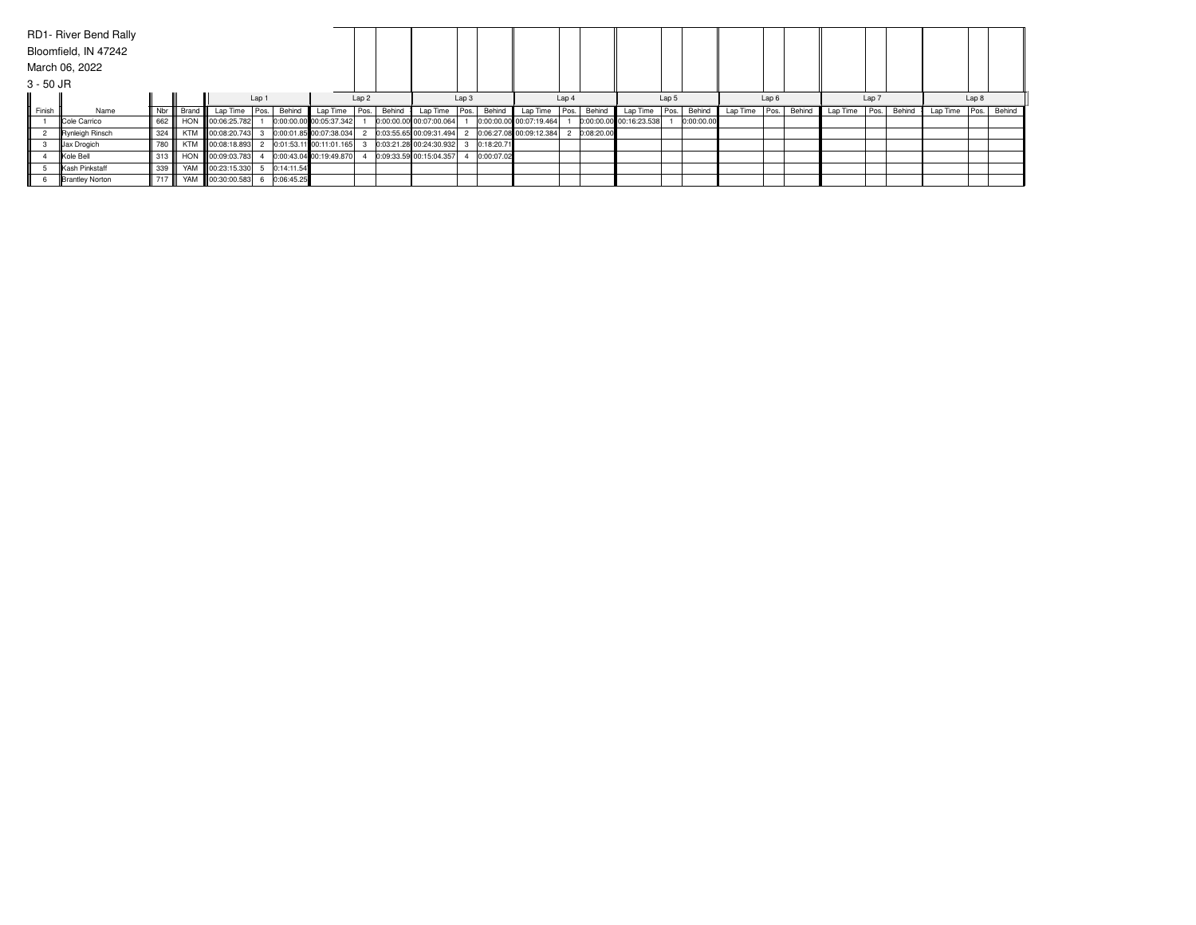RD1- River Bend Rally

Bloomfield, IN 47242

March 06, 2022

3 - 50 JR

| | | | | Lap 1 | | | Lap 2 | | | Lap 3 | | | Lap 4 | | | Lap 5 | | | Lap 6 | | | Lap 7 | | | Lap 8 | | |
|---|---|---|---|---|---|---|---|---|---|---|---|---|---|---|---|---|---|---|---|---|---|---|---|---|---|---|---|
| Finish | Name | Nbr | Brand | Lap Time | Pos. | Behind | Lap Time | Pos. | Behind | Lap Time | Pos. | Behind | Lap Time | Pos. | Behind | Lap Time | Pos. | Behind | Lap Time | Pos. | Behind | Lap Time | Pos. | Behind | Lap Time | Pos. | Behind |
| 1 | Cole Carrico | 662 | HON | 00:06:25.782 | 1 | 0:00:00.00 | 00:05:37.342 | 1 | 0:00:00.00 | 00:07:00.064 | 1 | 0:00:00.00 | 00:07:19.464 | 1 | 0:00:00.00 | 00:16:23.538 | 1 | 0:00:00.00 | | | | | | | | | |
| 2 | Rynleigh Rinsch | 324 | KTM | 00:08:20.743 | 3 | 0:00:01.85 | 00:07:38.034 | 2 | 0:03:55.65 | 00:09:31.494 | 2 | 0:06:27.08 | 00:09:12.384 | 2 | 0:08:20.00 | | | | | | | | | | | | |
| 3 | Jax Drogich | 780 | KTM | 00:08:18.893 | 2 | 0:01:53.11 | 00:11:01.165 | 3 | 0:03:21.28 | 00:24:30.932 | 3 | 0:18:20.71 | | | | | | | | | | | | | | | |
| 4 | Kole Bell | 313 | HON | 00:09:03.783 | 4 | 0:00:43.04 | 00:19:49.870 | 4 | 0:09:33.59 | 00:15:04.357 | 4 | 0:00:07.02 | | | | | | | | | | | | | | | |
| 5 | Kash Pinkstaff | 339 | YAM | 00:23:15.330 | 5 | 0:14:11.54 | | | | | | | | | | | | | | | | | | | | | |
| 6 | Brantley Norton | 717 | YAM | 00:30:00.583 | 6 | 0:06:45.25 | | | | | | | | | | | | | | | | | | | | | |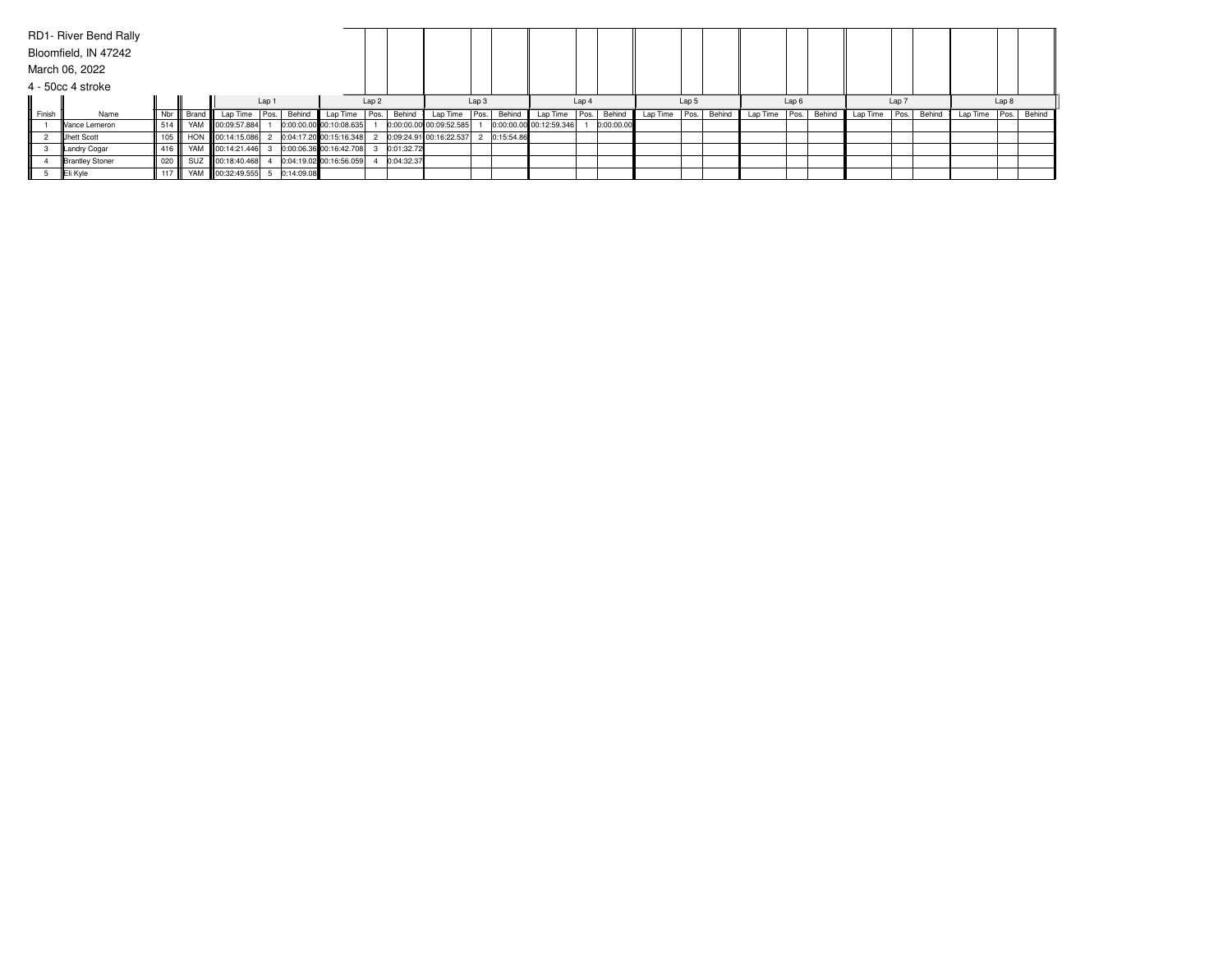RD1- River Bend Rally

Bloomfield, IN 47242

March 06, 2022

4 - 50cc 4 stroke

| | | | | Lap 1 | | | Lap 2 | | | Lap 3 | | | Lap 4 | | | Lap 5 | | | Lap 6 | | | Lap 7 | | | Lap 8 | | |
|---|---|---|---|---|---|---|---|---|---|---|---|---|---|---|---|---|---|---|---|---|---|---|---|---|---|---|---|
| Finish | Name | Nbr | Brand | Lap Time | Pos. | Behind | Lap Time | Pos. | Behind | Lap Time | Pos. | Behind | Lap Time | Pos. | Behind | Lap Time | Pos. | Behind | Lap Time | Pos. | Behind | Lap Time | Pos. | Behind | Lap Time | Pos. | Behind |
| 1 | Vance Lemeron | 514 | YAM | 00:09:57.884 | 1 | 0:00:00.00 | 00:10:08.635 | 1 | 0:00:00.00 | 00:09:52.585 | 1 | 0:00:00.00 | 00:12:59.346 | 1 | 0:00:00.00 | | | | | | | | | | | | |
| 2 | Jhett Scott | 105 | HON | 00:14:15.086 | 2 | 0:04:17.20 | 00:15:16.348 | 2 | 0:09:24.91 | 00:16:22.537 | 2 | 0:15:54.86 | | | | | | | | | | | | | | | |
| 3 | Landry Cogar | 416 | YAM | 00:14:21.446 | 3 | 0:00:06.36 | 00:16:42.708 | 3 | 0:01:32.72 | | | | | | | | | | | | | | | | | | |
| 4 | Brantley Stoner | 020 | SUZ | 00:18:40.468 | 4 | 0:04:19.02 | 00:16:56.059 | 4 | 0:04:32.37 | | | | | | | | | | | | | | | | | | |
| 5 | Eli Kyle | 117 | YAM | 00:32:49.555 | 5 | 0:14:09.08 | | | | | | | | | | | | | | | | | | | | | |